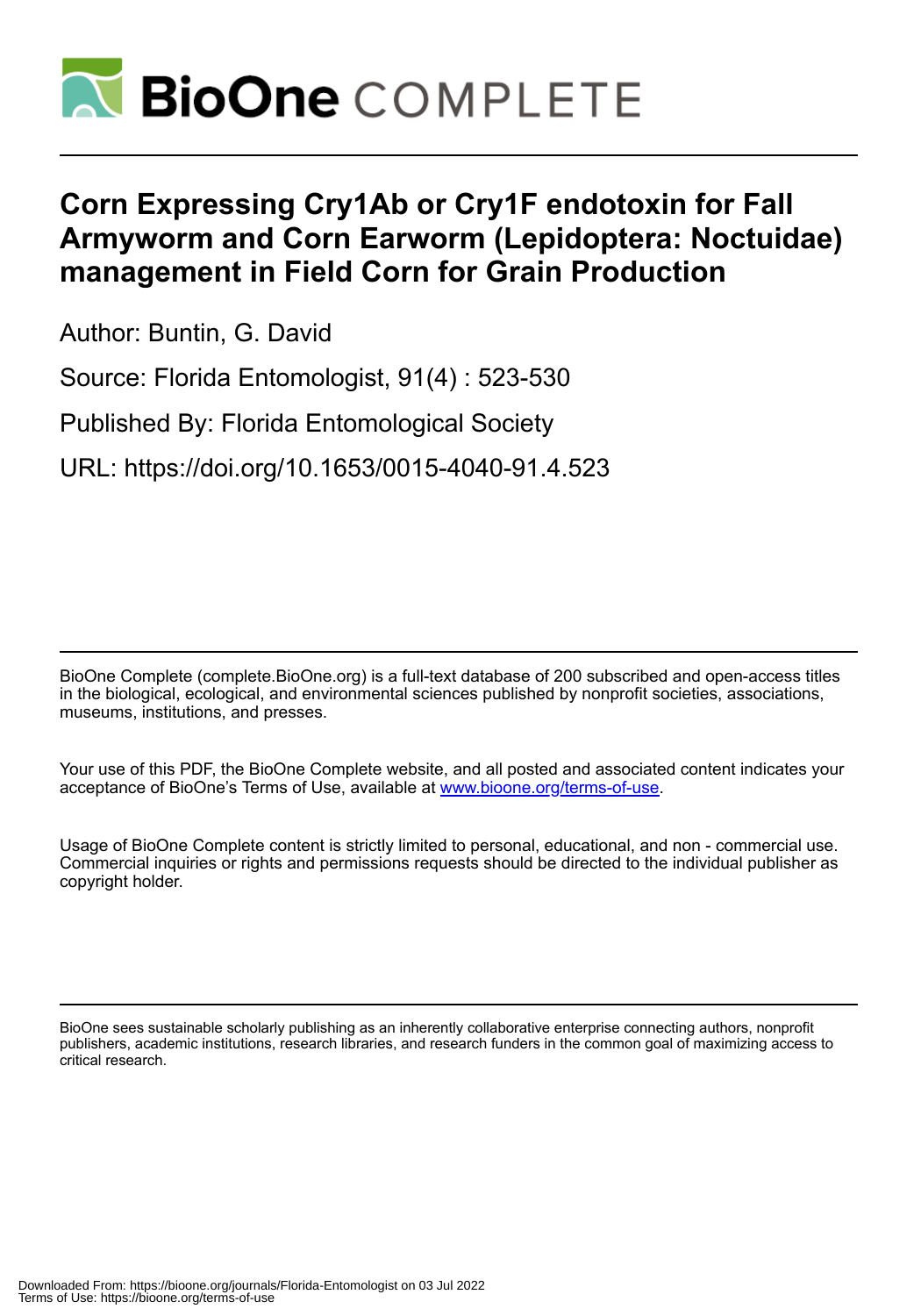# Corn Expressing Cry1Ab or Cry1F endotoxin for Fall Armyworm and Corn Earworm (Lepidoptera: Noctuidae) management in Field Corn for Grain Production

Author: Buntin, G. David

Source: Florida Entomologist, 91(4) : 523-530

Published By: Florida Entomological Society

URL: https://doi.org/10.1653/0015-4040-91.4.523

BioOne Complete (complete.BioOne.org) is a full-text database of 200 subscribed and open-access titles in the biological, ecological, and environmental sciences published by nonprofit societies, associations, museums, institutions, and presses.

Your use of this PDF, the BioOne Complete website, and all posted and associated content indicates your acceptance of BioOne's Terms of Use, available at www.bioone.org/terms-of-use.

Usage of BioOne Complete content is strictly limited to personal, educational, and non - commercial use. Commercial inquiries or rights and permissions requests should be directed to the individual publisher as copyright holder.

BioOne sees sustainable scholarly publishing as an inherently collaborative enterprise connecting authors, nonprofit publishers, academic institutions, research libraries, and research funders in the common goal of maximizing access to critical research.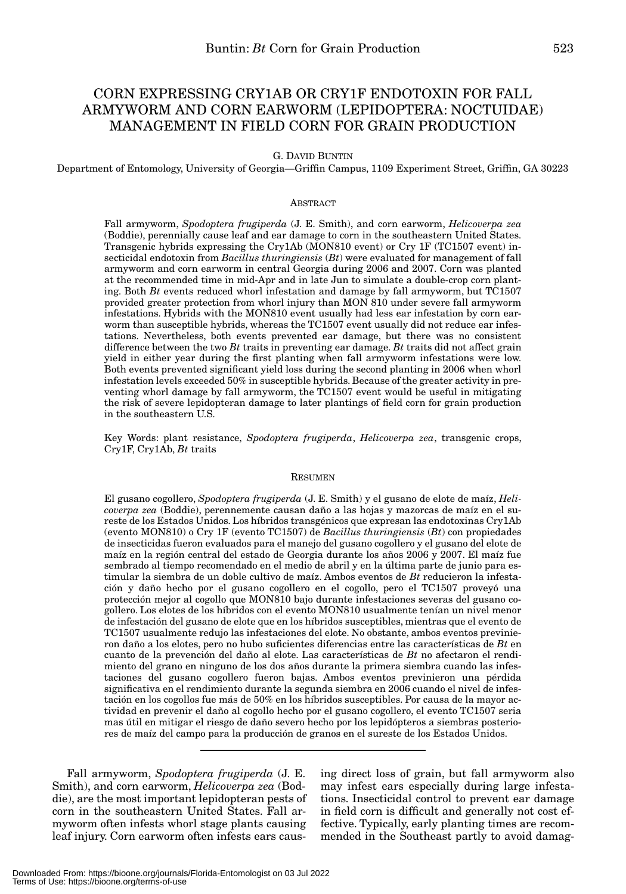# CORN EXPRESSING CRY1AB OR CRY1F ENDOTOXIN FOR FALL ARMYWORM AND CORN EARWORM (LEPIDOPTERA: NOCTUIDAE) MANAGEMENT IN FIELD CORN FOR GRAIN PRODUCTION

G. DAVID BUNTIN

Department of Entomology, University of Georgia—Griffin Campus, 1109 Experiment Street, Griffin, GA 30223

## ABSTRACT

Fall armyworm, *Spodoptera frugiperda* (J. E. Smith), and corn earworm, *Helicoverpa zea* (Boddie), perennially cause leaf and ear damage to corn in the southeastern United States. Transgenic hybrids expressing the Cry1Ab (MON810 event) or Cry 1F (TC1507 event) insecticidal endotoxin from *Bacillus thuringiensis* (*Bt*) were evaluated for management of fall armyworm and corn earworm in central Georgia during 2006 and 2007. Corn was planted at the recommended time in mid-Apr and in late Jun to simulate a double-crop corn planting. Both *Bt* events reduced whorl infestation and damage by fall armyworm, but TC1507 provided greater protection from whorl injury than MON 810 under severe fall armyworm infestations. Hybrids with the MON810 event usually had less ear infestation by corn earworm than susceptible hybrids, whereas the TC1507 event usually did not reduce ear infestations. Nevertheless, both events prevented ear damage, but there was no consistent difference between the two *Bt* traits in preventing ear damage. *Bt* traits did not affect grain yield in either year during the first planting when fall armyworm infestations were low. Both events prevented significant yield loss during the second planting in 2006 when whorl infestation levels exceeded 50% in susceptible hybrids. Because of the greater activity in preventing whorl damage by fall armyworm, the TC1507 event would be useful in mitigating the risk of severe lepidopteran damage to later plantings of field corn for grain production in the southeastern U.S.

Key Words: plant resistance, *Spodoptera frugiperda*, *Helicoverpa zea*, transgenic crops, Cry1F, Cry1Ab, *Bt* traits

## RESUMEN

El gusano cogollero, *Spodoptera frugiperda* (J. E. Smith) y el gusano de elote de maíz, *Helicoverpa zea* (Boddie), perennemente causan daño a las hojas y mazorcas de maíz en el sureste de los Estados Unidos. Los híbridos transgénicos que expresan las endotoxinas Cry1Ab (evento MON810) o Cry 1F (evento TC1507) de *Bacillus thuringiensis* (*Bt*) con propiedades de insecticidas fueron evaluados para el manejo del gusano cogollero y el gusano del elote de maíz en la región central del estado de Georgia durante los años 2006 y 2007. El maíz fue sembrado al tiempo recomendado en el medio de abril y en la última parte de junio para estimular la siembra de un doble cultivo de maíz. Ambos eventos de *Bt* reducieron la infestación y daño hecho por el gusano cogollero en el cogollo, pero el TC1507 proveyó una protección mejor al cogollo que MON810 bajo durante infestaciones severas del gusano cogollero. Los elotes de los híbridos con el evento MON810 usualmente tenían un nivel menor de infestación del gusano de elote que en los híbridos susceptibles, mientras que el evento de TC1507 usualmente redujo las infestaciones del elote. No obstante, ambos eventos previnieron daño a los elotes, pero no hubo suficientes diferencias entre las características de *Bt* en cuanto de la prevención del daño al elote. Las características de *Bt* no afectaron el rendimiento del grano en ninguno de los dos años durante la primera siembra cuando las infestaciones del gusano cogollero fueron bajas. Ambos eventos previnieron una pérdida significativa en el rendimiento durante la segunda siembra en 2006 cuando el nivel de infestación en los cogollos fue más de 50% en los híbridos susceptibles. Por causa de la mayor actividad en prevenir el daño al cogollo hecho por el gusano cogollero, el evento TC1507 seria mas útil en mitigar el riesgo de daño severo hecho por los lepidópteros a siembras posteriores de maíz del campo para la producción de granos en el sureste de los Estados Unidos.

---

Fall armyworm, *Spodoptera frugiperda* (J. E. Smith), and corn earworm, *Helicoverpa zea* (Boddie), are the most important lepidopteran pests of corn in the southeastern United States. Fall armyworm often infests whorl stage plants causing leaf injury. Corn earworm often infests ears causing direct loss of grain, but fall armyworm also may infest ears especially during large infestations. Insecticidal control to prevent ear damage in field corn is difficult and generally not cost effective. Typically, early planting times are recommended in the Southeast partly to avoid damag-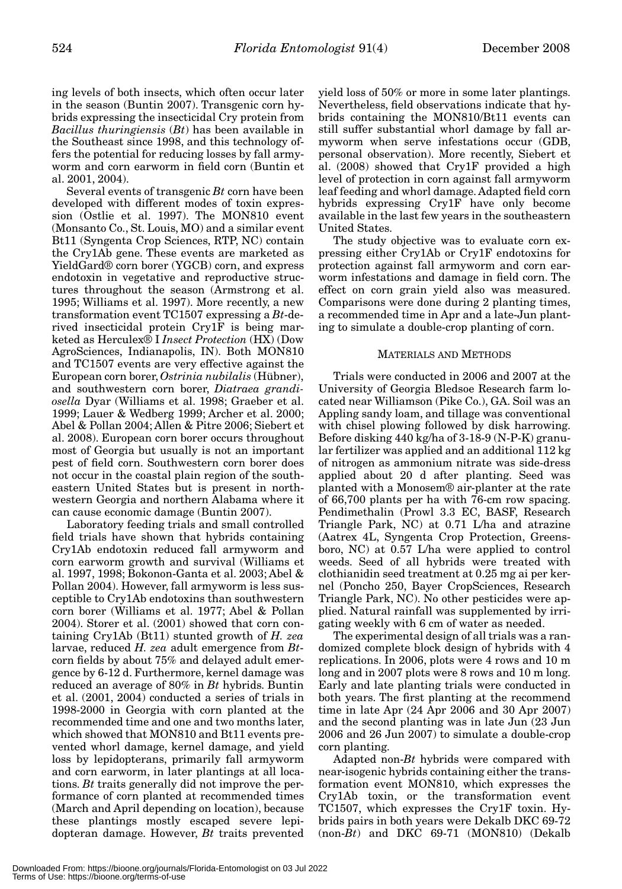ing levels of both insects, which often occur later in the season (Buntin 2007). Transgenic corn hybrids expressing the insecticidal Cry protein from *Bacillus thuringiensis* (*Bt*) has been available in the Southeast since 1998, and this technology offers the potential for reducing losses by fall armyworm and corn earworm in field corn (Buntin et al. 2001, 2004).

Several events of transgenic *Bt* corn have been developed with different modes of toxin expression (Ostlie et al. 1997). The MON810 event (Monsanto Co., St. Louis, MO) and a similar event Bt11 (Syngenta Crop Sciences, RTP, NC) contain the Cry1Ab gene. These events are marketed as YieldGard® corn borer (YGCB) corn, and express endotoxin in vegetative and reproductive structures throughout the season (Armstrong et al. 1995; Williams et al. 1997). More recently, a new transformation event TC1507 expressing a *Bt*-derived insecticidal protein Cry1F is being marketed as Herculex® I *Insect Protection* (HX) (Dow AgroSciences, Indianapolis, IN). Both MON810 and TC1507 events are very effective against the European corn borer, *Ostrinia nubilalis* (Hübner), and southwestern corn borer, *Diatraea grandiosella* Dyar (Williams et al. 1998; Graeber et al. 1999; Lauer & Wedberg 1999; Archer et al. 2000; Abel & Pollan 2004; Allen & Pitre 2006; Siebert et al. 2008). European corn borer occurs throughout most of Georgia but usually is not an important pest of field corn. Southwestern corn borer does not occur in the coastal plain region of the southeastern United States but is present in northwestern Georgia and northern Alabama where it can cause economic damage (Buntin 2007).

Laboratory feeding trials and small controlled field trials have shown that hybrids containing Cry1Ab endotoxin reduced fall armyworm and corn earworm growth and survival (Williams et al. 1997, 1998; Bokonon-Ganta et al. 2003; Abel & Pollan 2004). However, fall armyworm is less susceptible to Cry1Ab endotoxins than southwestern corn borer (Williams et al. 1977; Abel & Pollan 2004). Storer et al. (2001) showed that corn containing Cry1Ab (Bt11) stunted growth of *H. zea* larvae, reduced *H. zea* adult emergence from *Bt*-corn fields by about 75% and delayed adult emergence by 6-12 d. Furthermore, kernel damage was reduced an average of 80% in *Bt* hybrids. Buntin et al. (2001, 2004) conducted a series of trials in 1998-2000 in Georgia with corn planted at the recommended time and one and two months later, which showed that MON810 and Bt11 events prevented whorl damage, kernel damage, and yield loss by lepidopterans, primarily fall armyworm and corn earworm, in later plantings at all locations. *Bt* traits generally did not improve the performance of corn planted at recommended times (March and April depending on location), because these plantings mostly escaped severe lepidopteran damage. However, *Bt* traits prevented yield loss of 50% or more in some later plantings. Nevertheless, field observations indicate that hybrids containing the MON810/Bt11 events can still suffer substantial whorl damage by fall armyworm when serve infestations occur (GDB, personal observation). More recently, Siebert et al. (2008) showed that Cry1F provided a high level of protection in corn against fall armyworm leaf feeding and whorl damage. Adapted field corn hybrids expressing Cry1F have only become available in the last few years in the southeastern United States.

The study objective was to evaluate corn expressing either Cry1Ab or Cry1F endotoxins for protection against fall armyworm and corn earworm infestations and damage in field corn. The effect on corn grain yield also was measured. Comparisons were done during 2 planting times, a recommended time in Apr and a late-Jun planting to simulate a double-crop planting of corn.

## MATERIALS AND METHODS

Trials were conducted in 2006 and 2007 at the University of Georgia Bledsoe Research farm located near Williamson (Pike Co.), GA. Soil was an Appling sandy loam, and tillage was conventional with chisel plowing followed by disk harrowing. Before disking 440 kg/ha of 3-18-9 (N-P-K) granular fertilizer was applied and an additional 112 kg of nitrogen as ammonium nitrate was side-dress applied about 20 d after planting. Seed was planted with a Monosem® air-planter at the rate of 66,700 plants per ha with 76-cm row spacing. Pendimethalin (Prowl 3.3 EC, BASF, Research Triangle Park, NC) at 0.71 L/ha and atrazine (Aatrex 4L, Syngenta Crop Protection, Greensboro, NC) at 0.57 L/ha were applied to control weeds. Seed of all hybrids were treated with clothianidin seed treatment at 0.25 mg ai per kernel (Poncho 250, Bayer CropSciences, Research Triangle Park, NC). No other pesticides were applied. Natural rainfall was supplemented by irrigating weekly with 6 cm of water as needed.

The experimental design of all trials was a randomized complete block design of hybrids with 4 replications. In 2006, plots were 4 rows and 10 m long and in 2007 plots were 8 rows and 10 m long. Early and late planting trials were conducted in both years. The first planting at the recommend time in late Apr (24 Apr 2006 and 30 Apr 2007) and the second planting was in late Jun (23 Jun 2006 and 26 Jun 2007) to simulate a double-crop corn planting.

Adapted non-*Bt* hybrids were compared with near-isogenic hybrids containing either the transformation event MON810, which expresses the Cry1Ab toxin, or the transformation event TC1507, which expresses the Cry1F toxin. Hybrids pairs in both years were Dekalb DKC 69-72 (non-*Bt*) and DKC 69-71 (MON810) (Dekalb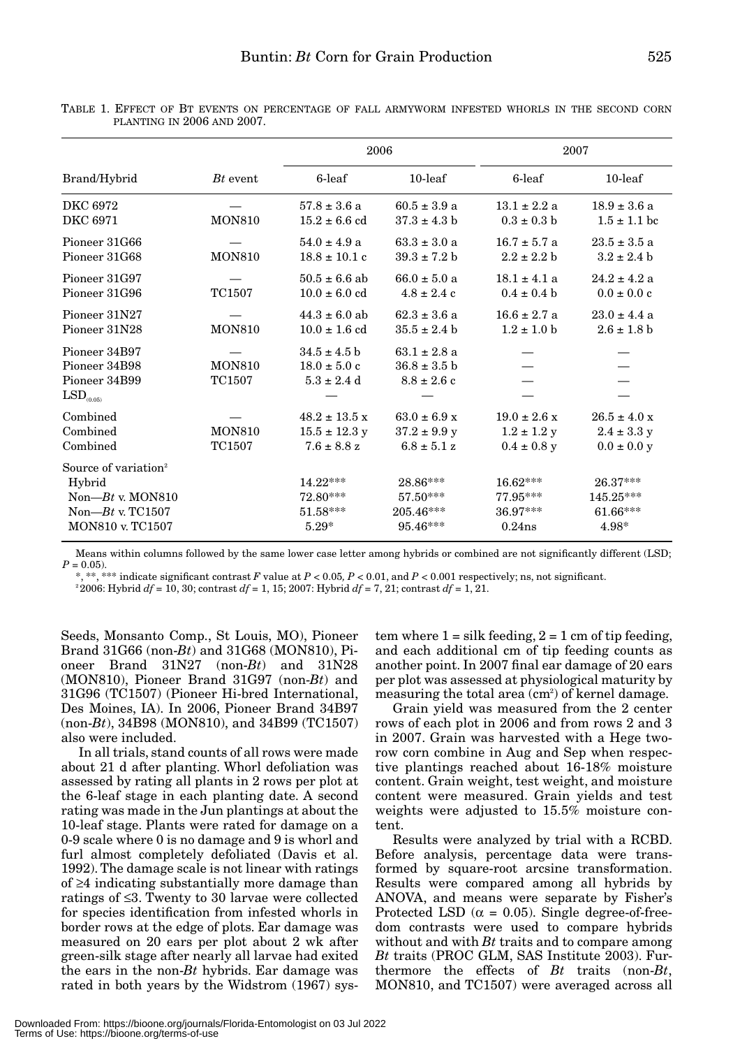TABLE 1. EFFECT OF BT EVENTS ON PERCENTAGE OF FALL ARMYWORM INFESTED WHORLS IN THE SECOND CORN PLANTING IN 2006 AND 2007.

| Brand/Hybrid | *Bt* event | 2006 | | 2007 | |
|---|---|---|---|---|---|
| | | 6-leaf | 10-leaf | 6-leaf | 10-leaf |
| DKC 6972 | — | 57.8 ± 3.6 a | 60.5 ± 3.9 a | 13.1 ± 2.2 a | 18.9 ± 3.6 a |
| DKC 6971 | MON810 | 15.2 ± 6.6 cd | 37.3 ± 4.3 b | 0.3 ± 0.3 b | 1.5 ± 1.1 bc |
| Pioneer 31G66 | — | 54.0 ± 4.9 a | 63.3 ± 3.0 a | 16.7 ± 5.7 a | 23.5 ± 3.5 a |
| Pioneer 31G68 | MON810 | 18.8 ± 10.1 c | 39.3 ± 7.2 b | 2.2 ± 2.2 b | 3.2 ± 2.4 b |
| Pioneer 31G97 | — | 50.5 ± 6.6 ab | 66.0 ± 5.0 a | 18.1 ± 4.1 a | 24.2 ± 4.2 a |
| Pioneer 31G96 | TC1507 | 10.0 ± 6.0 cd | 4.8 ± 2.4 c | 0.4 ± 0.4 b | 0.0 ± 0.0 c |
| Pioneer 31N27 | — | 44.3 ± 6.0 ab | 62.3 ± 3.6 a | 16.6 ± 2.7 a | 23.0 ± 4.4 a |
| Pioneer 31N28 | MON810 | 10.0 ± 1.6 cd | 35.5 ± 2.4 b | 1.2 ± 1.0 b | 2.6 ± 1.8 b |
| Pioneer 34B97 | — | 34.5 ± 4.5 b | 63.1 ± 2.8 a | — | — |
| Pioneer 34B98 | MON810 | 18.0 ± 5.0 c | 36.8 ± 3.5 b | — | — |
| Pioneer 34B99 | TC1507 | 5.3 ± 2.4 d | 8.8 ± 2.6 c | — | — |
| $LSD_{(0.05)}$ | | — | — | — | — |
| Combined | — | 48.2 ± 13.5 x | 63.0 ± 6.9 x | 19.0 ± 2.6 x | 26.5 ± 4.0 x |
| Combined | MON810 | 15.5 ± 12.3 y | 37.2 ± 9.9 y | 1.2 ± 1.2 y | 2.4 ± 3.3 y |
| Combined | TC1507 | 7.6 ± 8.8 z | 6.8 ± 5.1 z | 0.4 ± 0.8 y | 0.0 ± 0.0 y |
| Source of variation[z] | | | | | |
| Hybrid | | 14.22*** | 28.86*** | 16.62*** | 26.37*** |
| Non—*Bt* v. MON810 | | 72.80*** | 57.50*** | 77.95*** | 145.25*** |
| Non—*Bt* v. TC1507 | | 51.58*** | 205.46*** | 36.97*** | 61.66*** |
| MON810 v. TC1507 | | 5.29* | 95.46*** | 0.24ns | 4.98* |

Means within columns followed by the same lower case letter among hybrids or combined are not significantly different (LSD; $P = 0.05$).

*, **, *** indicate significant contrast $F$ value at $P < 0.05$, $P < 0.01$, and $P < 0.001$ respectively; ns, not significant.

[z]2006: Hybrid $df = 10, 30$; contrast $df = 1, 15$; 2007: Hybrid $df = 7, 21$; contrast $df = 1, 21$.

Seeds, Monsanto Comp., St Louis, MO), Pioneer Brand 31G66 (non-*Bt*) and 31G68 (MON810), Pioneer Brand 31N27 (non-*Bt*) and 31N28 (MON810), Pioneer Brand 31G97 (non-*Bt*) and 31G96 (TC1507) (Pioneer Hi-bred International, Des Moines, IA). In 2006, Pioneer Brand 34B97 (non-*Bt*), 34B98 (MON810), and 34B99 (TC1507) also were included.

In all trials, stand counts of all rows were made about 21 d after planting. Whorl defoliation was assessed by rating all plants in 2 rows per plot at the 6-leaf stage in each planting date. A second rating was made in the Jun plantings at about the 10-leaf stage. Plants were rated for damage on a 0-9 scale where 0 is no damage and 9 is whorl and furl almost completely defoliated (Davis et al. 1992). The damage scale is not linear with ratings of ≥4 indicating substantially more damage than ratings of ≤3. Twenty to 30 larvae were collected for species identification from infested whorls in border rows at the edge of plots. Ear damage was measured on 20 ears per plot about 2 wk after green-silk stage after nearly all larvae had exited the ears in the non-*Bt* hybrids. Ear damage was rated in both years by the Widstrom (1967) system where 1 = silk feeding, 2 = 1 cm of tip feeding, and each additional cm of tip feeding counts as another point. In 2007 final ear damage of 20 ears per plot was assessed at physiological maturity by measuring the total area ($cm^2$) of kernel damage.

Grain yield was measured from the 2 center rows of each plot in 2006 and from rows 2 and 3 in 2007. Grain was harvested with a Hege two-row corn combine in Aug and Sep when respective plantings reached about 16-18% moisture content. Grain weight, test weight, and moisture content were measured. Grain yields and test weights were adjusted to 15.5% moisture content.

Results were analyzed by trial with a RCBD. Before analysis, percentage data were transformed by square-root arcsine transformation. Results were compared among all hybrids by ANOVA, and means were separate by Fisher's Protected LSD ($\alpha = 0.05$). Single degree-of-freedom contrasts were used to compare hybrids without and with *Bt* traits and to compare among *Bt* traits (PROC GLM, SAS Institute 2003). Furthermore the effects of *Bt* traits (non-*Bt*, MON810, and TC1507) were averaged across all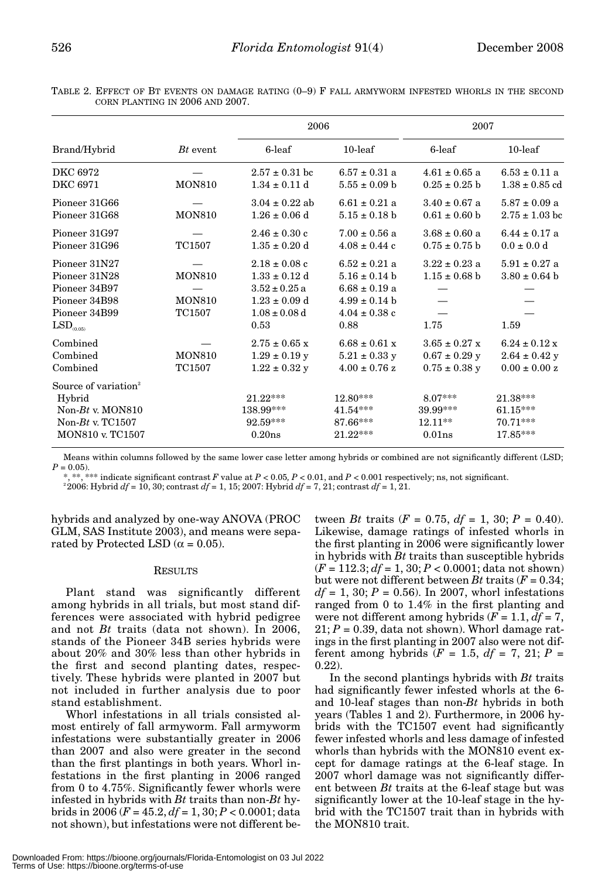TABLE 2. EFFECT OF BT EVENTS ON DAMAGE RATING (0–9) F FALL ARMYWORM INFESTED WHORLS IN THE SECOND CORN PLANTING IN 2006 AND 2007.

| | | 2006 | | 2007 | |
|---|---|---|---|---|---|
| Brand/Hybrid | *Bt* event | 6-leaf | 10-leaf | 6-leaf | 10-leaf |
| DKC 6972 | — | 2.57 ± 0.31 bc | 6.57 ± 0.31 a | 4.61 ± 0.65 a | 6.53 ± 0.11 a |
| DKC 6971 | MON810 | 1.34 ± 0.11 d | 5.55 ± 0.09 b | 0.25 ± 0.25 b | 1.38 ± 0.85 cd |
| Pioneer 31G66 | — | 3.04 ± 0.22 ab | 6.61 ± 0.21 a | 3.40 ± 0.67 a | 5.87 ± 0.09 a |
| Pioneer 31G68 | MON810 | 1.26 ± 0.06 d | 5.15 ± 0.18 b | 0.61 ± 0.60 b | 2.75 ± 1.03 bc |
| Pioneer 31G97 | — | 2.46 ± 0.30 c | 7.00 ± 0.56 a | 3.68 ± 0.60 a | 6.44 ± 0.17 a |
| Pioneer 31G96 | TC1507 | 1.35 ± 0.20 d | 4.08 ± 0.44 c | 0.75 ± 0.75 b | 0.0 ± 0.0 d |
| Pioneer 31N27 | — | 2.18 ± 0.08 c | 6.52 ± 0.21 a | 3.22 ± 0.23 a | 5.91 ± 0.27 a |
| Pioneer 31N28 | MON810 | 1.33 ± 0.12 d | 5.16 ± 0.14 b | 1.15 ± 0.68 b | 3.80 ± 0.64 b |
| Pioneer 34B97 | — | 3.52 ± 0.25 a | 6.68 ± 0.19 a | — | — |
| Pioneer 34B98 | MON810 | 1.23 ± 0.09 d | 4.99 ± 0.14 b | — | — |
| Pioneer 34B99 | TC1507 | 1.08 ± 0.08 d | 4.04 ± 0.38 c | — | — |
| $LSD_{(0.05)}$ | | 0.53 | 0.88 | 1.75 | 1.59 |
| Combined | — | 2.75 ± 0.65 x | 6.68 ± 0.61 x | 3.65 ± 0.27 x | 6.24 ± 0.12 x |
| Combined | MON810 | 1.29 ± 0.19 y | 5.21 ± 0.33 y | 0.67 ± 0.29 y | 2.64 ± 0.42 y |
| Combined | TC1507 | 1.22 ± 0.32 y | 4.00 ± 0.76 z | 0.75 ± 0.38 y | 0.00 ± 0.00 z |
| Source of variation[z] | | | | | |
| Hybrid | | 21.22*** | 12.80*** | 8.07*** | 21.38*** |
| Non-*Bt* v. MON810 | | 138.99*** | 41.54*** | 39.99*** | 61.15*** |
| Non-*Bt* v. TC1507 | | 92.59*** | 87.66*** | 12.11** | 70.71*** |
| MON810 v. TC1507 | | 0.20ns | 21.22*** | 0.01ns | 17.85*** |

Means within columns followed by the same lower case letter among hybrids or combined are not significantly different (LSD; $P = 0.05$).

*, **, *** indicate significant contrast $F$ value at $P < 0.05$, $P < 0.01$, and $P < 0.001$ respectively; ns, not significant.

[z]2006: Hybrid $df = 10, 30$; contrast $df = 1, 15$; 2007: Hybrid $df = 7, 21$; contrast $df = 1, 21$.

hybrids and analyzed by one-way ANOVA (PROC GLM, SAS Institute 2003), and means were separated by Protected LSD ($\alpha = 0.05$).

## RESULTS

Plant stand was significantly different among hybrids in all trials, but most stand differences were associated with hybrid pedigree and not *Bt* traits (data not shown). In 2006, stands of the Pioneer 34B series hybrids were about 20% and 30% less than other hybrids in the first and second planting dates, respectively. These hybrids were planted in 2007 but not included in further analysis due to poor stand establishment.

Whorl infestations in all trials consisted almost entirely of fall armyworm. Fall armyworm infestations were substantially greater in 2006 than 2007 and also were greater in the second than the first plantings in both years. Whorl infestations in the first planting in 2006 ranged from 0 to 4.75%. Significantly fewer whorls were infested in hybrids with *Bt* traits than non-*Bt* hybrids in 2006 ($F = 45.2$, $df = 1, 30$; $P < 0.0001$; data not shown), but infestations were not different between *Bt* traits ($F = 0.75$, $df = 1, 30$; $P = 0.40$). Likewise, damage ratings of infested whorls in the first planting in 2006 were significantly lower in hybrids with *Bt* traits than susceptible hybrids ($F = 112.3$; $df = 1, 30$; $P < 0.0001$; data not shown) but were not different between *Bt* traits ($F = 0.34$; $df = 1, 30$; $P = 0.56$). In 2007, whorl infestations ranged from 0 to 1.4% in the first planting and were not different among hybrids ($F = 1.1$, $df = 7, 21$; $P = 0.39$, data not shown). Whorl damage ratings in the first planting in 2007 also were not different among hybrids ($F = 1.5$, $df = 7, 21$; $P = 0.22$).

In the second plantings hybrids with *Bt* traits had significantly fewer infested whorls at the 6- and 10-leaf stages than non-*Bt* hybrids in both years (Tables 1 and 2). Furthermore, in 2006 hybrids with the TC1507 event had significantly fewer infested whorls and less damage of infested whorls than hybrids with the MON810 event except for damage ratings at the 6-leaf stage. In 2007 whorl damage was not significantly different between *Bt* traits at the 6-leaf stage but was significantly lower at the 10-leaf stage in the hybrid with the TC1507 trait than in hybrids with the MON810 trait.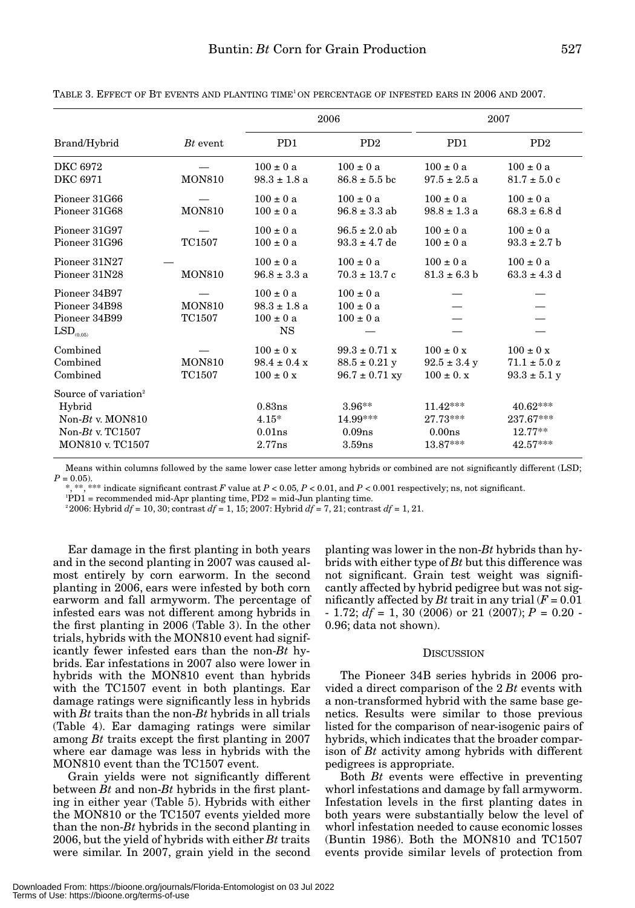TABLE 3. EFFECT OF BT EVENTS AND PLANTING TIME[1] ON PERCENTAGE OF INFESTED EARS IN 2006 AND 2007.

| Brand/Hybrid | *Bt* event | 2006 | | 2007 | |
|---|---|---|---|---|---|
| | | PD1 | PD2 | PD1 | PD2 |
| DKC 6972 | — | 100 ± 0 a | 100 ± 0 a | 100 ± 0 a | 100 ± 0 a |
| DKC 6971 | MON810 | 98.3 ± 1.8 a | 86.8 ± 5.5 bc | 97.5 ± 2.5 a | 81.7 ± 5.0 c |
| Pioneer 31G66 | — | 100 ± 0 a | 100 ± 0 a | 100 ± 0 a | 100 ± 0 a |
| Pioneer 31G68 | MON810 | 100 ± 0 a | 96.8 ± 3.3 ab | 98.8 ± 1.3 a | 68.3 ± 6.8 d |
| Pioneer 31G97 | — | 100 ± 0 a | 96.5 ± 2.0 ab | 100 ± 0 a | 100 ± 0 a |
| Pioneer 31G96 | TC1507 | 100 ± 0 a | 93.3 ± 4.7 de | 100 ± 0 a | 93.3 ± 2.7 b |
| Pioneer 31N27 | — | 100 ± 0 a | 100 ± 0 a | 100 ± 0 a | 100 ± 0 a |
| Pioneer 31N28 | MON810 | 96.8 ± 3.3 a | 70.3 ± 13.7 c | 81.3 ± 6.3 b | 63.3 ± 4.3 d |
| Pioneer 34B97 | — | 100 ± 0 a | 100 ± 0 a | — | — |
| Pioneer 34B98 | MON810 | 98.3 ± 1.8 a | 100 ± 0 a | — | — |
| Pioneer 34B99 | TC1507 | 100 ± 0 a | 100 ± 0 a | — | — |
| $LSD_{(0.05)}$ | | NS | — | — | — |
| Combined | — | 100 ± 0 x | 99.3 ± 0.71 x | 100 ± 0 x | 100 ± 0 x |
| Combined | MON810 | 98.4 ± 0.4 x | 88.5 ± 0.21 y | 92.5 ± 3.4 y | 71.1 ± 5.0 z |
| Combined | TC1507 | 100 ± 0 x | 96.7 ± 0.71 xy | 100 ± 0. x | 93.3 ± 5.1 y |
| Source of variation[2] | | | | | |
| Hybrid | | 0.83ns | 3.96** | 11.42*** | 40.62*** |
| Non-*Bt* v. MON810 | | 4.15* | 14.99*** | 27.73*** | 237.67*** |
| Non-*Bt* v. TC1507 | | 0.01ns | 0.09ns | 0.00ns | 12.77** |
| MON810 v. TC1507 | | 2.77ns | 3.59ns | 13.87*** | 42.57*** |

Means within columns followed by the same lower case letter among hybrids or combined are not significantly different (LSD; $P = 0.05$).

*, **, *** indicate significant contrast $F$ value at $P < 0.05$, $P < 0.01$, and $P < 0.001$ respectively; ns, not significant.

[1]PD1 = recommended mid-Apr planting time, PD2 = mid-Jun planting time.

[2]2006: Hybrid $df = 10, 30$; contrast $df = 1, 15$; 2007: Hybrid $df = 7, 21$; contrast $df = 1, 21$.

Ear damage in the first planting in both years and in the second planting in 2007 was caused almost entirely by corn earworm. In the second planting in 2006, ears were infested by both corn earworm and fall armyworm. The percentage of infested ears was not different among hybrids in the first planting in 2006 (Table 3). In the other trials, hybrids with the MON810 event had significantly fewer infested ears than the non-*Bt* hybrids. Ear infestations in 2007 also were lower in hybrids with the MON810 event than hybrids with the TC1507 event in both plantings. Ear damage ratings were significantly less in hybrids with *Bt* traits than the non-*Bt* hybrids in all trials (Table 4). Ear damaging ratings were similar among *Bt* traits except the first planting in 2007 where ear damage was less in hybrids with the MON810 event than the TC1507 event.

Grain yields were not significantly different between *Bt* and non-*Bt* hybrids in the first planting in either year (Table 5). Hybrids with either the MON810 or the TC1507 events yielded more than the non-*Bt* hybrids in the second planting in 2006, but the yield of hybrids with either *Bt* traits were similar. In 2007, grain yield in the second planting was lower in the non-*Bt* hybrids than hybrids with either type of *Bt* but this difference was not significant. Grain test weight was significantly affected by hybrid pedigree but was not significantly affected by *Bt* trait in any trial ($F = 0.01 - 1.72$; $df = 1, 30$ (2006) or 21 (2007); $P = 0.20 - 0.96$; data not shown).

## DISCUSSION

The Pioneer 34B series hybrids in 2006 provided a direct comparison of the 2 *Bt* events with a non-transformed hybrid with the same base genetics. Results were similar to those previous listed for the comparison of near-isogenic pairs of hybrids, which indicates that the broader comparison of *Bt* activity among hybrids with different pedigrees is appropriate.

Both *Bt* events were effective in preventing whorl infestations and damage by fall armyworm. Infestation levels in the first planting dates in both years were substantially below the level of whorl infestation needed to cause economic losses (Buntin 1986). Both the MON810 and TC1507 events provide similar levels of protection from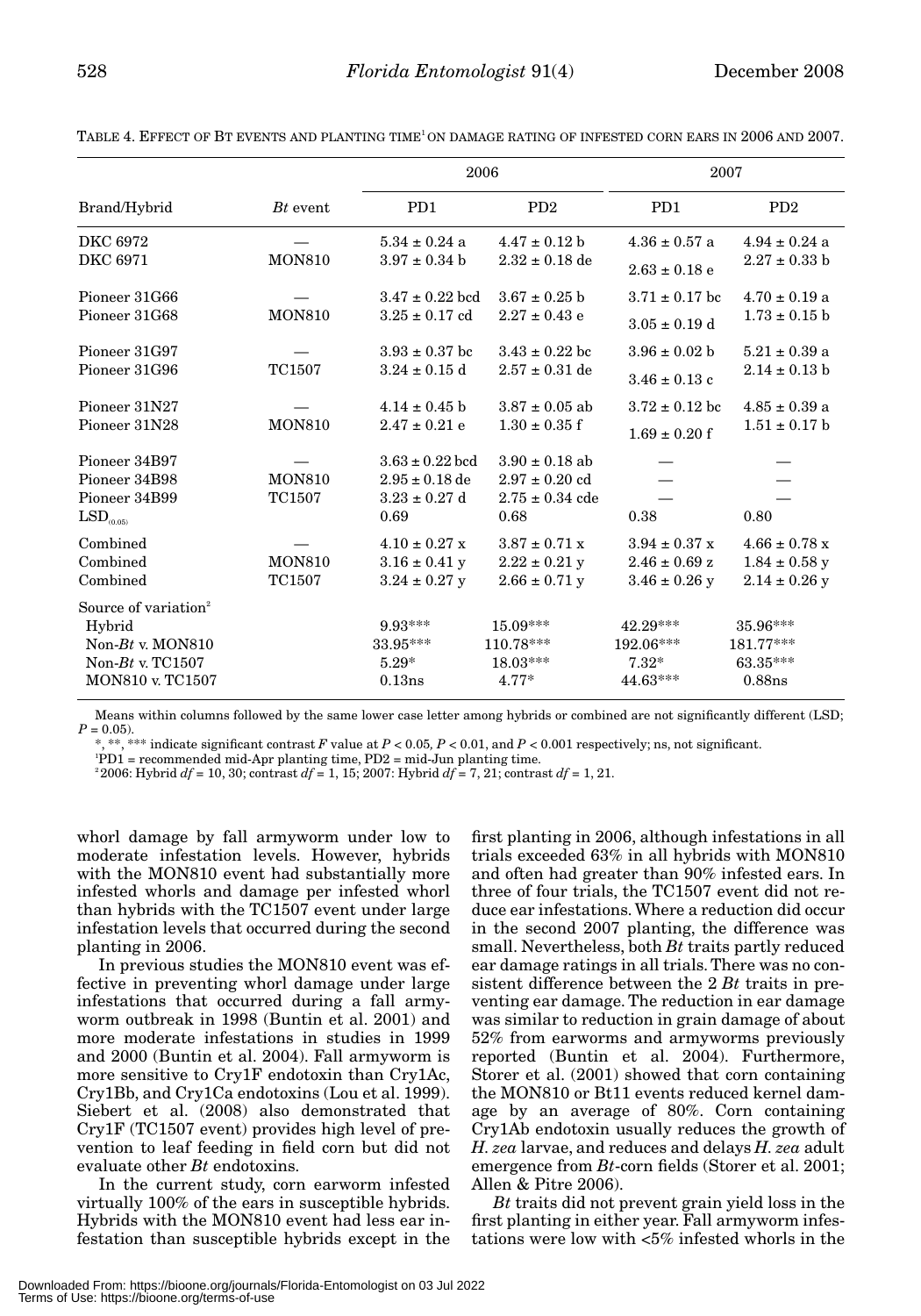TABLE 4. EFFECT OF BT EVENTS AND PLANTING TIME[1] ON DAMAGE RATING OF INFESTED CORN EARS IN 2006 AND 2007.

| Brand/Hybrid | *Bt* event | 2006 | | 2007 | |
|---|---|---|---|---|---|
| | | PD1 | PD2 | PD1 | PD2 |
| DKC 6972 | — | 5.34 ± 0.24 a | 4.47 ± 0.12 b | 4.36 ± 0.57 a | 4.94 ± 0.24 a |
| DKC 6971 | MON810 | 3.97 ± 0.34 b | 2.32 ± 0.18 de | 2.63 ± 0.18 e | 2.27 ± 0.33 b |
| Pioneer 31G66 | — | 3.47 ± 0.22 bcd | 3.67 ± 0.25 b | 3.71 ± 0.17 bc | 4.70 ± 0.19 a |
| Pioneer 31G68 | MON810 | 3.25 ± 0.17 cd | 2.27 ± 0.43 e | 3.05 ± 0.19 d | 1.73 ± 0.15 b |
| Pioneer 31G97 | — | 3.93 ± 0.37 bc | 3.43 ± 0.22 bc | 3.96 ± 0.02 b | 5.21 ± 0.39 a |
| Pioneer 31G96 | TC1507 | 3.24 ± 0.15 d | 2.57 ± 0.31 de | 3.46 ± 0.13 c | 2.14 ± 0.13 b |
| Pioneer 31N27 | — | 4.14 ± 0.45 b | 3.87 ± 0.05 ab | 3.72 ± 0.12 bc | 4.85 ± 0.39 a |
| Pioneer 31N28 | MON810 | 2.47 ± 0.21 e | 1.30 ± 0.35 f | 1.69 ± 0.20 f | 1.51 ± 0.17 b |
| Pioneer 34B97 | — | 3.63 ± 0.22 bcd | 3.90 ± 0.18 ab | — | — |
| Pioneer 34B98 | MON810 | 2.95 ± 0.18 de | 2.97 ± 0.20 cd | — | — |
| Pioneer 34B99 | TC1507 | 3.23 ± 0.27 d | 2.75 ± 0.34 cde | — | — |
| $LSD_{(0.05)}$ | | 0.69 | 0.68 | 0.38 | 0.80 |
| Combined | — | 4.10 ± 0.27 x | 3.87 ± 0.71 x | 3.94 ± 0.37 x | 4.66 ± 0.78 x |
| Combined | MON810 | 3.16 ± 0.41 y | 2.22 ± 0.21 y | 2.46 ± 0.69 z | 1.84 ± 0.58 y |
| Combined | TC1507 | 3.24 ± 0.27 y | 2.66 ± 0.71 y | 3.46 ± 0.26 y | 2.14 ± 0.26 y |
| Source of variation[2] | | | | | |
| Hybrid | | 9.93*** | 15.09*** | 42.29*** | 35.96*** |
| Non-*Bt* v. MON810 | | 33.95*** | 110.78*** | 192.06*** | 181.77*** |
| Non-*Bt* v. TC1507 | | 5.29* | 18.03*** | 7.32* | 63.35*** |
| MON810 v. TC1507 | | 0.13ns | 4.77* | 44.63*** | 0.88ns |

Means within columns followed by the same lower case letter among hybrids or combined are not significantly different (LSD; $P = 0.05$).

*, **, *** indicate significant contrast $F$ value at $P < 0.05$, $P < 0.01$, and $P < 0.001$ respectively; ns, not significant.

[1]PD1 = recommended mid-Apr planting time, PD2 = mid-Jun planting time.

[2]2006: Hybrid $df = 10, 30$; contrast $df = 1, 15$; 2007: Hybrid $df = 7, 21$; contrast $df = 1, 21$.

whorl damage by fall armyworm under low to moderate infestation levels. However, hybrids with the MON810 event had substantially more infested whorls and damage per infested whorl than hybrids with the TC1507 event under large infestation levels that occurred during the second planting in 2006.

In previous studies the MON810 event was effective in preventing whorl damage under large infestations that occurred during a fall armyworm outbreak in 1998 (Buntin et al. 2001) and more moderate infestations in studies in 1999 and 2000 (Buntin et al. 2004). Fall armyworm is more sensitive to Cry1F endotoxin than Cry1Ac, Cry1Bb, and Cry1Ca endotoxins (Lou et al. 1999). Siebert et al. (2008) also demonstrated that Cry1F (TC1507 event) provides high level of prevention to leaf feeding in field corn but did not evaluate other *Bt* endotoxins.

In the current study, corn earworm infested virtually 100% of the ears in susceptible hybrids. Hybrids with the MON810 event had less ear infestation than susceptible hybrids except in the first planting in 2006, although infestations in all trials exceeded 63% in all hybrids with MON810 and often had greater than 90% infested ears. In three of four trials, the TC1507 event did not reduce ear infestations. Where a reduction did occur in the second 2007 planting, the difference was small. Nevertheless, both *Bt* traits partly reduced ear damage ratings in all trials. There was no consistent difference between the 2 *Bt* traits in preventing ear damage. The reduction in ear damage was similar to reduction in grain damage of about 52% from earworms and armyworms previously reported (Buntin et al. 2004). Furthermore, Storer et al. (2001) showed that corn containing the MON810 or Bt11 events reduced kernel damage by an average of 80%. Corn containing Cry1Ab endotoxin usually reduces the growth of *H. zea* larvae, and reduces and delays *H. zea* adult emergence from *Bt*-corn fields (Storer et al. 2001; Allen & Pitre 2006).

*Bt* traits did not prevent grain yield loss in the first planting in either year. Fall armyworm infestations were low with <5% infested whorls in the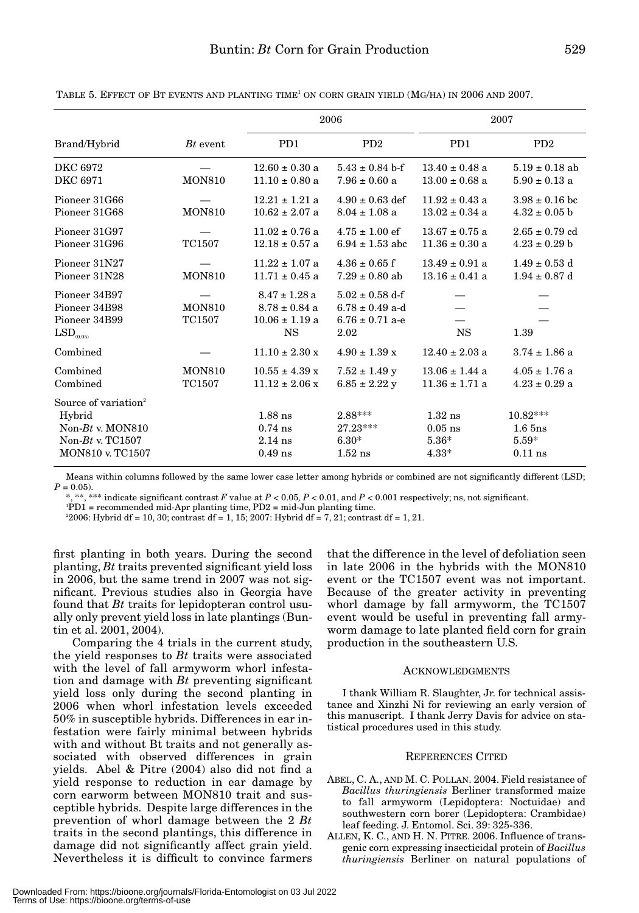TABLE 5. EFFECT OF BT EVENTS AND PLANTING TIME[1] ON CORN GRAIN YIELD (MG/HA) IN 2006 AND 2007.

| Brand/Hybrid | *Bt* event | 2006 PD1 | 2006 PD2 | 2007 PD1 | 2007 PD2 |
|---|---|---|---|---|---|
| DKC 6972 | — | 12.60 ± 0.30 a | 5.43 ± 0.84 b-f | 13.40 ± 0.48 a | 5.19 ± 0.18 ab |
| DKC 6971 | MON810 | 11.10 ± 0.80 a | 7.96 ± 0.60 a | 13.00 ± 0.68 a | 5.90 ± 0.13 a |
| Pioneer 31G66 | — | 12.21 ± 1.21 a | 4.90 ± 0.63 def | 11.92 ± 0.43 a | 3.98 ± 0.16 bc |
| Pioneer 31G68 | MON810 | 10.62 ± 2.07 a | 8.04 ± 1.08 a | 13.02 ± 0.34 a | 4.32 ± 0.05 b |
| Pioneer 31G97 | — | 11.02 ± 0.76 a | 4.75 ± 1.00 ef | 13.67 ± 0.75 a | 2.65 ± 0.79 cd |
| Pioneer 31G96 | TC1507 | 12.18 ± 0.57 a | 6.94 ± 1.53 abc | 11.36 ± 0.30 a | 4.23 ± 0.29 b |
| Pioneer 31N27 | — | 11.22 ± 1.07 a | 4.36 ± 0.65 f | 13.49 ± 0.91 a | 1.49 ± 0.53 d |
| Pioneer 31N28 | MON810 | 11.71 ± 0.45 a | 7.29 ± 0.80 ab | 13.16 ± 0.41 a | 1.94 ± 0.87 d |
| Pioneer 34B97 | — | 8.47 ± 1.28 a | 5.02 ± 0.58 d-f | — | — |
| Pioneer 34B98 | MON810 | 8.78 ± 0.84 a | 6.78 ± 0.49 a-d | — | — |
| Pioneer 34B99 | TC1507 | 10.06 ± 1.19 a | 6.76 ± 0.71 a-e | — | — |
| $LSD_{(0.05)}$ | | NS | 2.02 | NS | 1.39 |
| Combined | — | 11.10 ± 2.30 x | 4.90 ± 1.39 x | 12.40 ± 2.03 a | 3.74 ± 1.86 a |
| Combined | MON810 | 10.55 ± 4.39 x | 7.52 ± 1.49 y | 13.06 ± 1.44 a | 4.05 ± 1.76 a |
| Combined | TC1507 | 11.12 ± 2.06 x | 6.85 ± 2.22 y | 11.36 ± 1.71 a | 4.23 ± 0.29 a |
| Source of variation[2] | | | | | |
| Hybrid | | 1.88 ns | 2.88*** | 1.32 ns | 10.82*** |
| Non-*Bt* v. MON810 | | 0.74 ns | 27.23*** | 0.05 ns | 1.6 5ns |
| Non-*Bt* v. TC1507 | | 2.14 ns | 6.30* | 5.36* | 5.59* |
| MON810 v. TC1507 | | 0.49 ns | 1.52 ns | 4.33* | 0.11 ns |

Means within columns followed by the same lower case letter among hybrids or combined are not significantly different (LSD; $P = 0.05$).

*, **, *** indicate significant contrast $F$ value at $P < 0.05$, $P < 0.01$, and $P < 0.001$ respectively; ns, not significant.

[1]PD1 = recommended mid-Apr planting time, PD2 = mid-Jun planting time.

[2]2006: Hybrid df = 10, 30; contrast df = 1, 15; 2007: Hybrid df = 7, 21; contrast df = 1, 21.

first planting in both years. During the second planting, *Bt* traits prevented significant yield loss in 2006, but the same trend in 2007 was not significant. Previous studies also in Georgia have found that *Bt* traits for lepidopteran control usually only prevent yield loss in late plantings (Buntin et al. 2001, 2004).

Comparing the 4 trials in the current study, the yield responses to *Bt* traits were associated with the level of fall armyworm whorl infestation and damage with *Bt* preventing significant yield loss only during the second planting in 2006 when whorl infestation levels exceeded 50% in susceptible hybrids. Differences in ear infestation were fairly minimal between hybrids with and without Bt traits and not generally associated with observed differences in grain yields. Abel & Pitre (2004) also did not find a yield response to reduction in ear damage by corn earworm between MON810 trait and susceptible hybrids. Despite large differences in the prevention of whorl damage between the 2 *Bt* traits in the second plantings, this difference in damage did not significantly affect grain yield. Nevertheless it is difficult to convince farmers that the difference in the level of defoliation seen in late 2006 in the hybrids with the MON810 event or the TC1507 event was not important. Because of the greater activity in preventing whorl damage by fall armyworm, the TC1507 event would be useful in preventing fall armyworm damage to late planted field corn for grain production in the southeastern U.S.

## ACKNOWLEDGMENTS

I thank William R. Slaughter, Jr. for technical assistance and Xinzhi Ni for reviewing an early version of this manuscript. I thank Jerry Davis for advice on statistical procedures used in this study.

## REFERENCES CITED

ABEL, C. A., AND M. C. POLLAN. 2004. Field resistance of *Bacillus thuringiensis* Berliner transformed maize to fall armyworm (Lepidoptera: Noctuidae) and southwestern corn borer (Lepidoptera: Crambidae) leaf feeding. J. Entomol. Sci. 39: 325-336.

ALLEN, K. C., AND H. N. PITRE. 2006. Influence of transgenic corn expressing insecticidal protein of *Bacillus thuringiensis* Berliner on natural populations of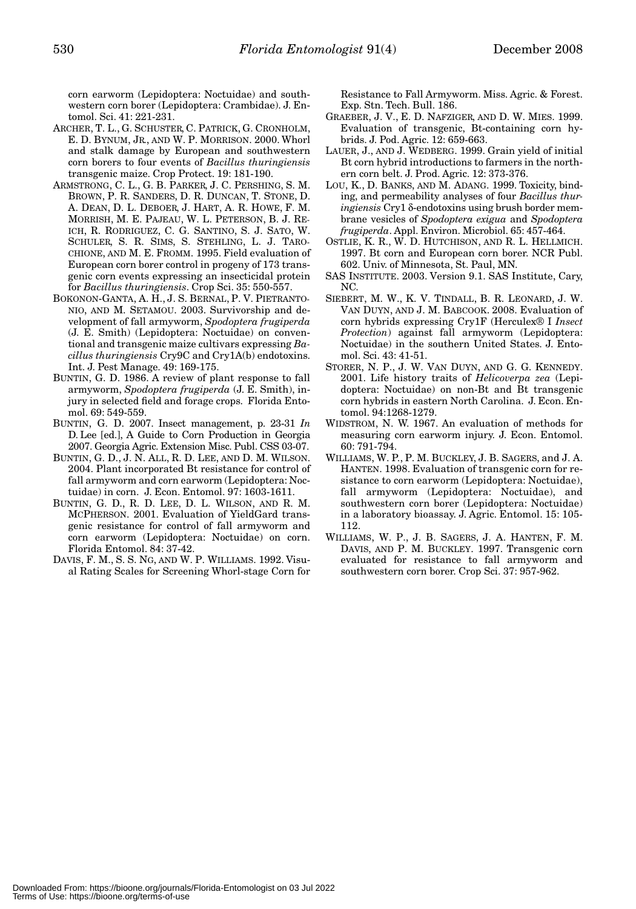corn earworm (Lepidoptera: Noctuidae) and southwestern corn borer (Lepidoptera: Crambidae). J. Entomol. Sci. 41: 221-231.

ARCHER, T. L., G. SCHUSTER, C. PATRICK, G. CRONHOLM, E. D. BYNUM, JR., AND W. P. MORRISON. 2000. Whorl and stalk damage by European and southwestern corn borers to four events of *Bacillus thuringiensis* transgenic maize. Crop Protect. 19: 181-190.

ARMSTRONG, C. L., G. B. PARKER, J. C. PERSHING, S. M. BROWN, P. R. SANDERS, D. R. DUNCAN, T. STONE, D. A. DEAN, D. L. DEBOER, J. HART, A. R. HOWE, F. M. MORRISH, M. E. PAJEAU, W. L. PETERSON, B. J. REICH, R. RODRIGUEZ, C. G. SANTINO, S. J. SATO, W. SCHULER, S. R. SIMS, S. STEHLING, L. J. TAROCHIONE, AND M. E. FROMM. 1995. Field evaluation of European corn borer control in progeny of 173 transgenic corn events expressing an insecticidal protein for *Bacillus thuringiensis*. Crop Sci. 35: 550-557.

BOKONON-GANTA, A. H., J. S. BERNAL, P. V. PIETRANTONIO, AND M. SETAMOU. 2003. Survivorship and development of fall armyworm, *Spodoptera frugiperda* (J. E. Smith) (Lepidoptera: Noctuidae) on conventional and transgenic maize cultivars expressing *Bacillus thuringiensis* Cry9C and Cry1A(b) endotoxins. Int. J. Pest Manage. 49: 169-175.

BUNTIN, G. D. 1986. A review of plant response to fall armyworm, *Spodoptera frugiperda* (J. E. Smith), injury in selected field and forage crops. Florida Entomol. 69: 549-559.

BUNTIN, G. D. 2007. Insect management, p. 23-31 *In* D. Lee [ed.], A Guide to Corn Production in Georgia 2007. Georgia Agric. Extension Misc. Publ. CSS 03-07.

BUNTIN, G. D., J. N. ALL, R. D. LEE, AND D. M. WILSON. 2004. Plant incorporated Bt resistance for control of fall armyworm and corn earworm (Lepidoptera: Noctuidae) in corn. J. Econ. Entomol. 97: 1603-1611.

BUNTIN, G. D., R. D. LEE, D. L. WILSON, AND R. M. MCPHERSON. 2001. Evaluation of YieldGard transgenic resistance for control of fall armyworm and corn earworm (Lepidoptera: Noctuidae) on corn. Florida Entomol. 84: 37-42.

DAVIS, F. M., S. S. NG, AND W. P. WILLIAMS. 1992. Visual Rating Scales for Screening Whorl-stage Corn for Resistance to Fall Armyworm. Miss. Agric. & Forest. Exp. Stn. Tech. Bull. 186.

GRAEBER, J. V., E. D. NAFZIGER, AND D. W. MIES. 1999. Evaluation of transgenic, Bt-containing corn hybrids. J. Pod. Agric. 12: 659-663.

LAUER, J., AND J. WEDBERG. 1999. Grain yield of initial Bt corn hybrid introductions to farmers in the northern corn belt. J. Prod. Agric. 12: 373-376.

LOU, K., D. BANKS, AND M. ADANG. 1999. Toxicity, binding, and permeability analyses of four *Bacillus thuringiensis* Cry1 δ-endotoxins using brush border membrane vesicles of *Spodoptera exigua* and *Spodoptera frugiperda*. Appl. Environ. Microbiol. 65: 457-464.

OSTLIE, K. R., W. D. HUTCHISON, AND R. L. HELLMICH. 1997. Bt corn and European corn borer. NCR Publ. 602. Univ. of Minnesota, St. Paul, MN.

SAS INSTITUTE. 2003. Version 9.1. SAS Institute, Cary, NC.

SIEBERT, M. W., K. V. TINDALL, B. R. LEONARD, J. W. VAN DUYN, AND J. M. BABCOOK. 2008. Evaluation of corn hybrids expressing Cry1F (Herculex® I *Insect Protection*) against fall armyworm (Lepidoptera: Noctuidae) in the southern United States. J. Entomol. Sci. 43: 41-51.

STORER, N. P., J. W. VAN DUYN, AND G. G. KENNEDY. 2001. Life history traits of *Helicoverpa zea* (Lepidoptera: Noctuidae) on non-Bt and Bt transgenic corn hybrids in eastern North Carolina. J. Econ. Entomol. 94:1268-1279.

WIDSTROM, N. W. 1967. An evaluation of methods for measuring corn earworm injury. J. Econ. Entomol. 60: 791-794.

WILLIAMS, W. P., P. M. BUCKLEY, J. B. SAGERS, and J. A. HANTEN. 1998. Evaluation of transgenic corn for resistance to corn earworm (Lepidoptera: Noctuidae), fall armyworm (Lepidoptera: Noctuidae), and southwestern corn borer (Lepidoptera: Noctuidae) in a laboratory bioassay. J. Agric. Entomol. 15: 105-112.

WILLIAMS, W. P., J. B. SAGERS, J. A. HANTEN, F. M. DAVIS, AND P. M. BUCKLEY. 1997. Transgenic corn evaluated for resistance to fall armyworm and southwestern corn borer. Crop Sci. 37: 957-962.